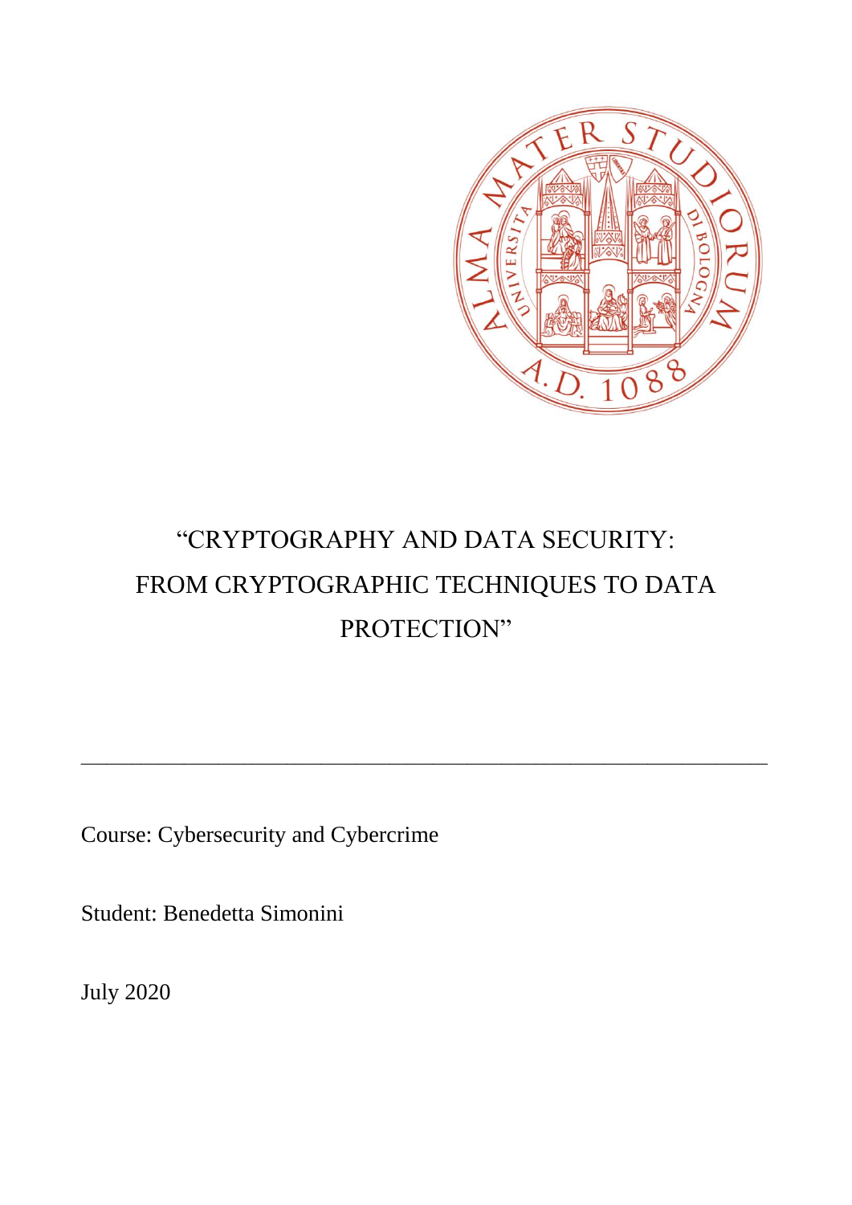# "CRYPTOGRAPHY AND DATA SECURITY: FROM CRYPTOGRAPHIC TECHNIQUES TO DATA PROTECTION"

---

Course: Cybersecurity and Cybercrime

Student: Benedetta Simonini

July 2020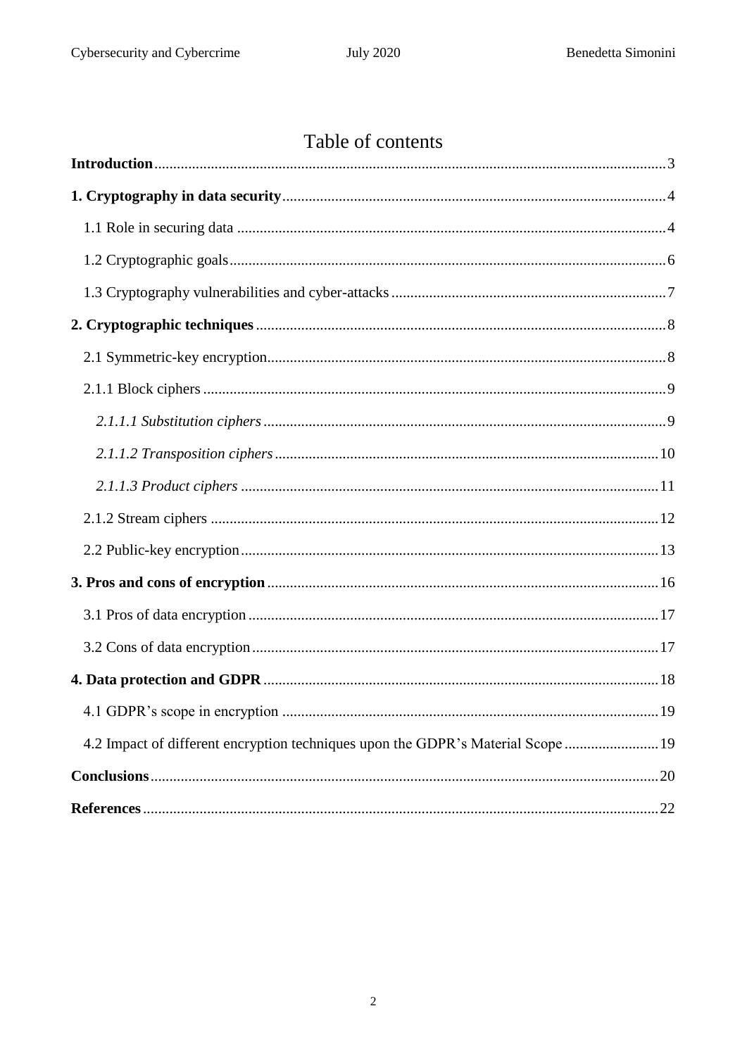# Table of contents

**Introduction** ..... 3

**1. Cryptography in data security** ..... 4

1.1 Role in securing data ..... 4

1.2 Cryptographic goals ..... 6

1.3 Cryptography vulnerabilities and cyber-attacks ..... 7

**2. Cryptographic techniques** ..... 8

2.1 Symmetric-key encryption ..... 8

2.1.1 Block ciphers ..... 9

*2.1.1.1 Substitution ciphers* ..... 9

*2.1.1.2 Transposition ciphers* ..... 10

*2.1.1.3 Product ciphers* ..... 11

2.1.2 Stream ciphers ..... 12

2.2 Public-key encryption ..... 13

**3. Pros and cons of encryption** ..... 16

3.1 Pros of data encryption ..... 17

3.2 Cons of data encryption ..... 17

**4. Data protection and GDPR** ..... 18

4.1 GDPR's scope in encryption ..... 19

4.2 Impact of different encryption techniques upon the GDPR's Material Scope ..... 19

**Conclusions** ..... 20

**References** ..... 22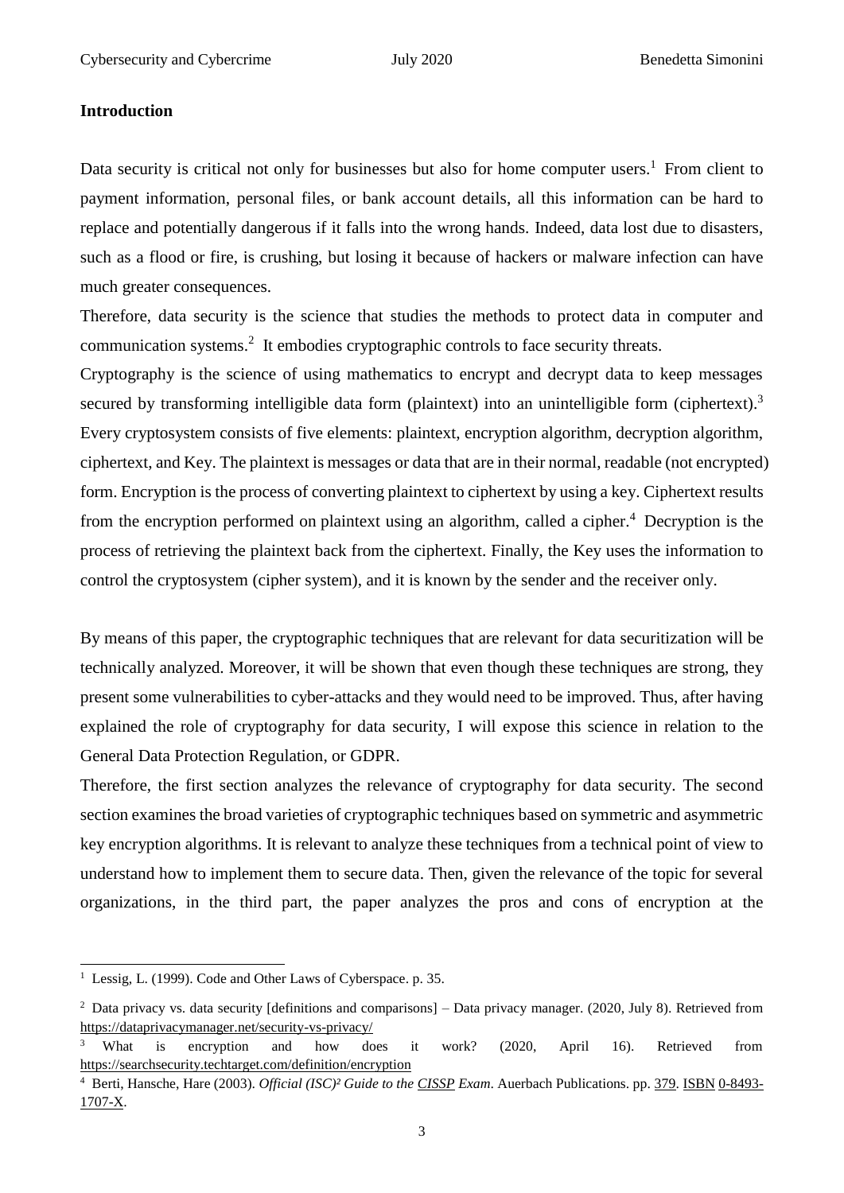## Introduction

Data security is critical not only for businesses but also for home computer users.[1] From client to payment information, personal files, or bank account details, all this information can be hard to replace and potentially dangerous if it falls into the wrong hands. Indeed, data lost due to disasters, such as a flood or fire, is crushing, but losing it because of hackers or malware infection can have much greater consequences.

Therefore, data security is the science that studies the methods to protect data in computer and communication systems.[2] It embodies cryptographic controls to face security threats.

Cryptography is the science of using mathematics to encrypt and decrypt data to keep messages secured by transforming intelligible data form (plaintext) into an unintelligible form (ciphertext).[3] Every cryptosystem consists of five elements: plaintext, encryption algorithm, decryption algorithm, ciphertext, and Key. The plaintext is messages or data that are in their normal, readable (not encrypted) form. Encryption is the process of converting plaintext to ciphertext by using a key. Ciphertext results from the encryption performed on plaintext using an algorithm, called a cipher.[4] Decryption is the process of retrieving the plaintext back from the ciphertext. Finally, the Key uses the information to control the cryptosystem (cipher system), and it is known by the sender and the receiver only.

By means of this paper, the cryptographic techniques that are relevant for data securitization will be technically analyzed. Moreover, it will be shown that even though these techniques are strong, they present some vulnerabilities to cyber-attacks and they would need to be improved. Thus, after having explained the role of cryptography for data security, I will expose this science in relation to the General Data Protection Regulation, or GDPR.

Therefore, the first section analyzes the relevance of cryptography for data security. The second section examines the broad varieties of cryptographic techniques based on symmetric and asymmetric key encryption algorithms. It is relevant to analyze these techniques from a technical point of view to understand how to implement them to secure data. Then, given the relevance of the topic for several organizations, in the third part, the paper analyzes the pros and cons of encryption at the

---

[1] Lessig, L. (1999). Code and Other Laws of Cyberspace. p. 35.

[2] Data privacy vs. data security [definitions and comparisons] – Data privacy manager. (2020, July 8). Retrieved from https://dataprivacymanager.net/security-vs-privacy/

[3] What is encryption and how does it work? (2020, April 16). Retrieved from https://searchsecurity.techtarget.com/definition/encryption

[4] Berti, Hansche, Hare (2003). *Official (ISC)² Guide to the CISSP Exam*. Auerbach Publications. pp. 379. ISBN 0-8493-1707-X.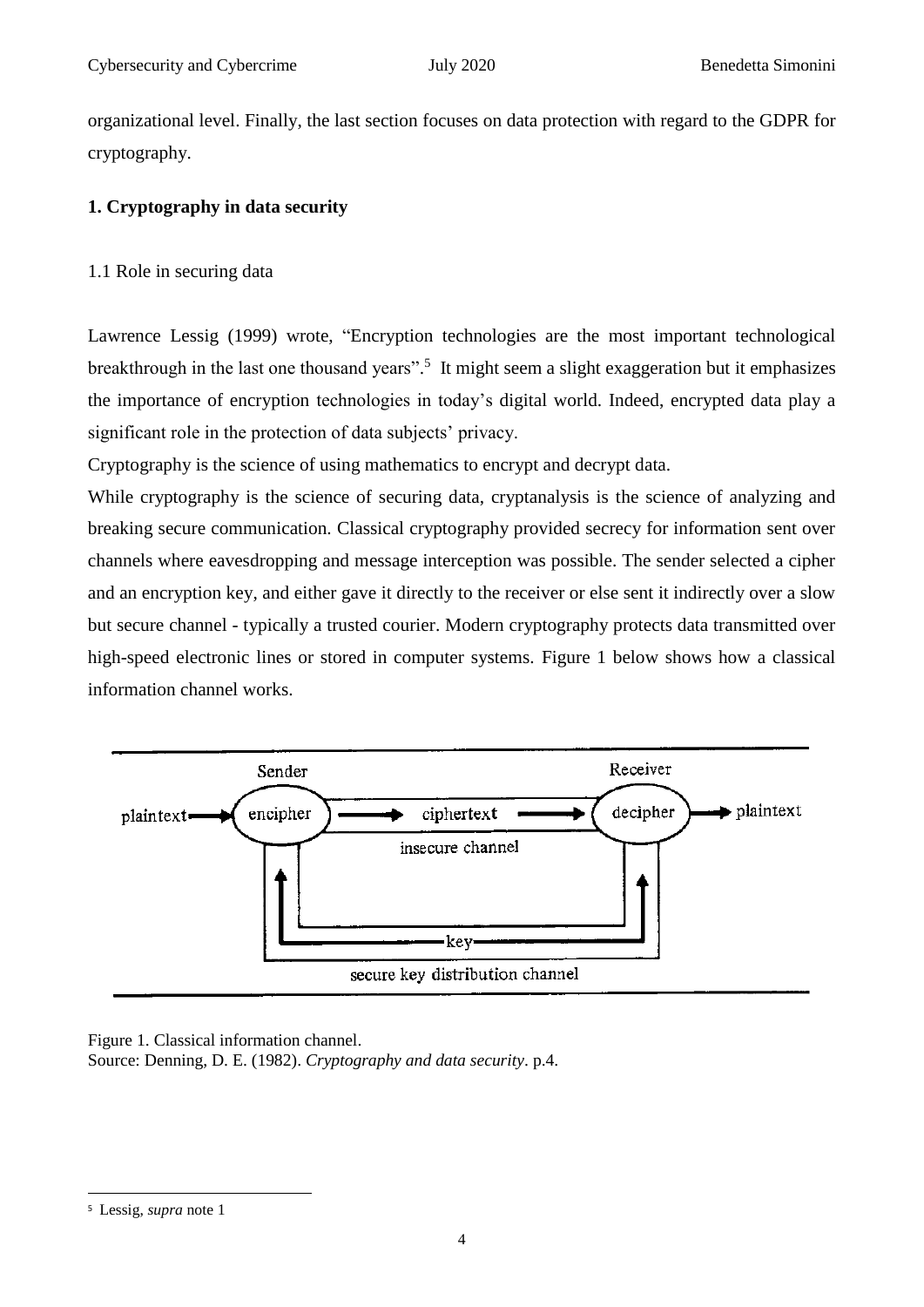organizational level. Finally, the last section focuses on data protection with regard to the GDPR for cryptography.

## 1. Cryptography in data security

### 1.1 Role in securing data

Lawrence Lessig (1999) wrote, "Encryption technologies are the most important technological breakthrough in the last one thousand years".[5] It might seem a slight exaggeration but it emphasizes the importance of encryption technologies in today's digital world. Indeed, encrypted data play a significant role in the protection of data subjects' privacy.

Cryptography is the science of using mathematics to encrypt and decrypt data.

While cryptography is the science of securing data, cryptanalysis is the science of analyzing and breaking secure communication. Classical cryptography provided secrecy for information sent over channels where eavesdropping and message interception was possible. The sender selected a cipher and an encryption key, and either gave it directly to the receiver or else sent it indirectly over a slow but secure channel - typically a trusted courier. Modern cryptography protects data transmitted over high-speed electronic lines or stored in computer systems. Figure 1 below shows how a classical information channel works.

Figure 1. Classical information channel.
Source: Denning, D. E. (1982). *Cryptography and data security*. p.4.

[5] Lessig, *supra* note 1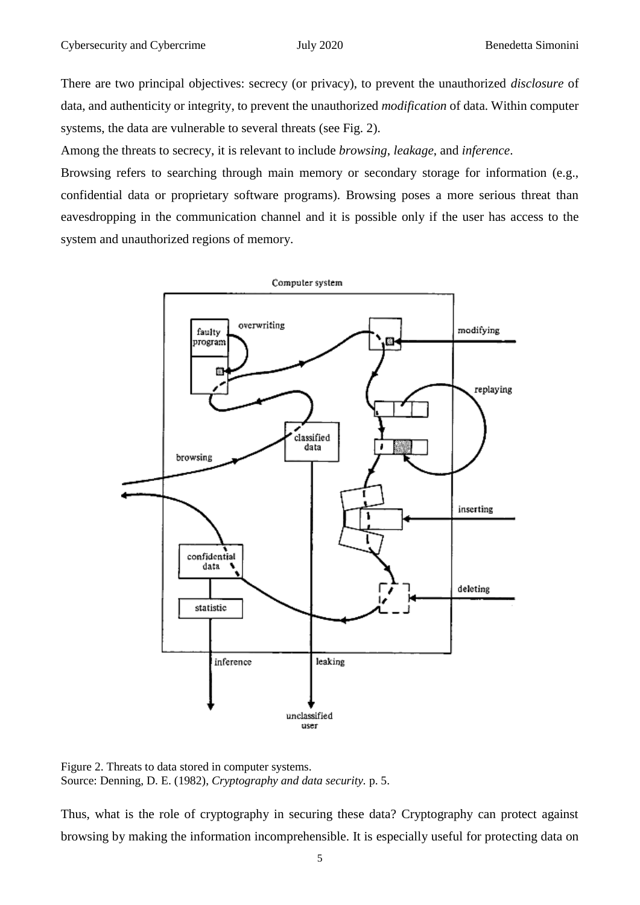There are two principal objectives: secrecy (or privacy), to prevent the unauthorized *disclosure* of data, and authenticity or integrity, to prevent the unauthorized *modification* of data. Within computer systems, the data are vulnerable to several threats (see Fig. 2).

Among the threats to secrecy, it is relevant to include *browsing*, *leakage*, and *inference*.

Browsing refers to searching through main memory or secondary storage for information (e.g., confidential data or proprietary software programs). Browsing poses a more serious threat than eavesdropping in the communication channel and it is possible only if the user has access to the system and unauthorized regions of memory.

Figure 2. Threats to data stored in computer systems.
Source: Denning, D. E. (1982), *Cryptography and data security*. p. 5.

Thus, what is the role of cryptography in securing these data? Cryptography can protect against browsing by making the information incomprehensible. It is especially useful for protecting data on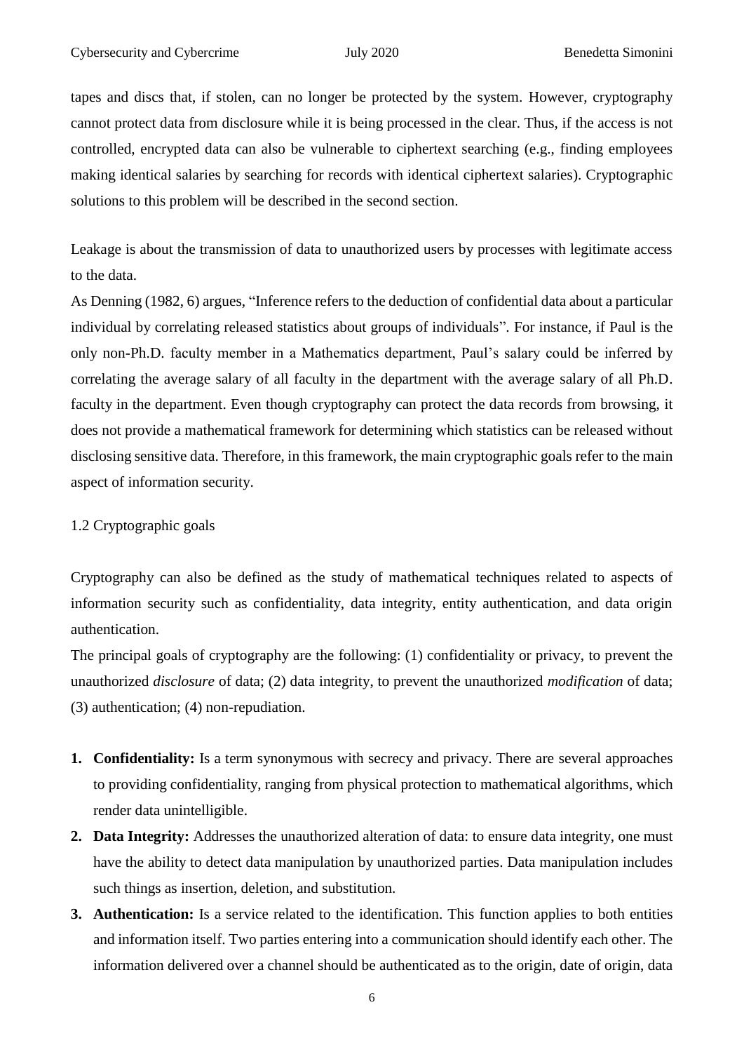tapes and discs that, if stolen, can no longer be protected by the system. However, cryptography cannot protect data from disclosure while it is being processed in the clear. Thus, if the access is not controlled, encrypted data can also be vulnerable to ciphertext searching (e.g., finding employees making identical salaries by searching for records with identical ciphertext salaries). Cryptographic solutions to this problem will be described in the second section.

Leakage is about the transmission of data to unauthorized users by processes with legitimate access to the data.

As Denning (1982, 6) argues, "Inference refers to the deduction of confidential data about a particular individual by correlating released statistics about groups of individuals". For instance, if Paul is the only non-Ph.D. faculty member in a Mathematics department, Paul's salary could be inferred by correlating the average salary of all faculty in the department with the average salary of all Ph.D. faculty in the department. Even though cryptography can protect the data records from browsing, it does not provide a mathematical framework for determining which statistics can be released without disclosing sensitive data. Therefore, in this framework, the main cryptographic goals refer to the main aspect of information security.

## 1.2 Cryptographic goals

Cryptography can also be defined as the study of mathematical techniques related to aspects of information security such as confidentiality, data integrity, entity authentication, and data origin authentication.

The principal goals of cryptography are the following: (1) confidentiality or privacy, to prevent the unauthorized *disclosure* of data; (2) data integrity, to prevent the unauthorized *modification* of data; (3) authentication; (4) non-repudiation.

1. **Confidentiality:** Is a term synonymous with secrecy and privacy. There are several approaches to providing confidentiality, ranging from physical protection to mathematical algorithms, which render data unintelligible.
2. **Data Integrity:** Addresses the unauthorized alteration of data: to ensure data integrity, one must have the ability to detect data manipulation by unauthorized parties. Data manipulation includes such things as insertion, deletion, and substitution.
3. **Authentication:** Is a service related to the identification. This function applies to both entities and information itself. Two parties entering into a communication should identify each other. The information delivered over a channel should be authenticated as to the origin, date of origin, data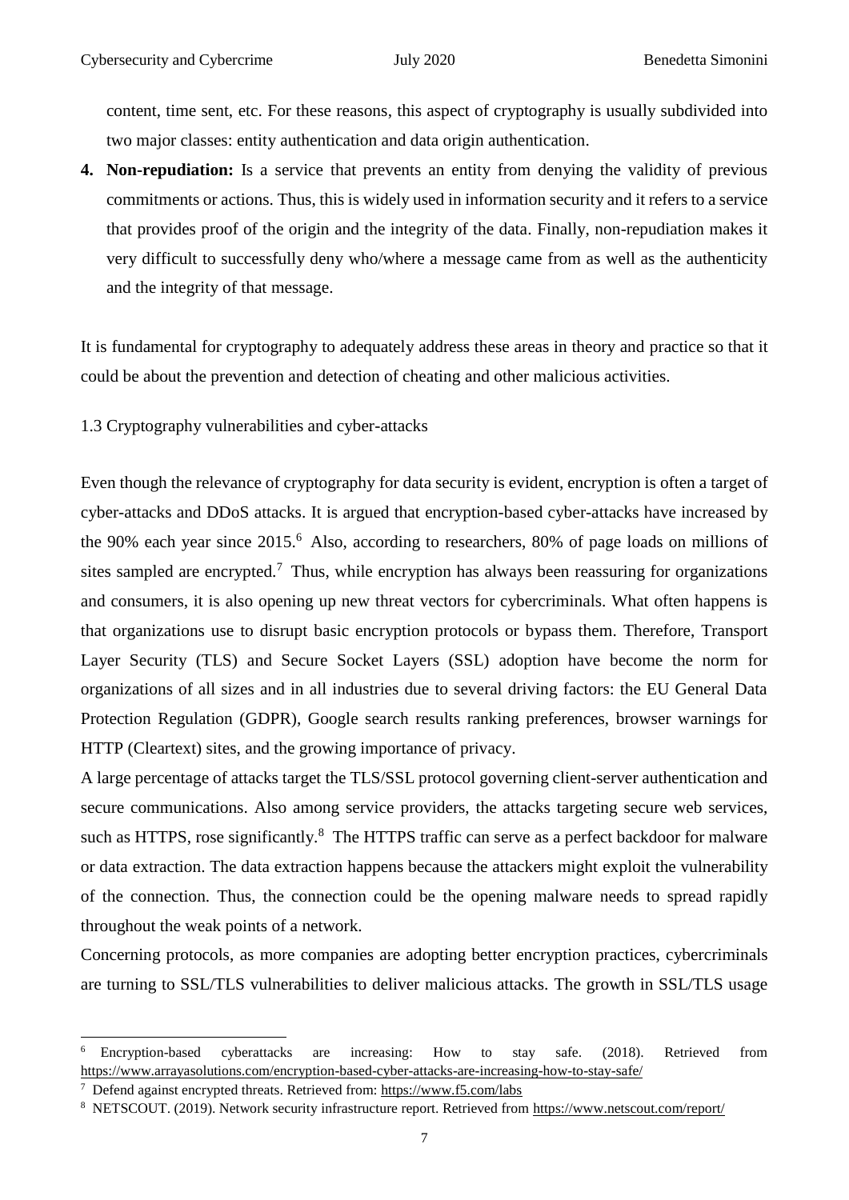content, time sent, etc. For these reasons, this aspect of cryptography is usually subdivided into two major classes: entity authentication and data origin authentication.

4. **Non-repudiation:** Is a service that prevents an entity from denying the validity of previous commitments or actions. Thus, this is widely used in information security and it refers to a service that provides proof of the origin and the integrity of the data. Finally, non-repudiation makes it very difficult to successfully deny who/where a message came from as well as the authenticity and the integrity of that message.

It is fundamental for cryptography to adequately address these areas in theory and practice so that it could be about the prevention and detection of cheating and other malicious activities.

### 1.3 Cryptography vulnerabilities and cyber-attacks

Even though the relevance of cryptography for data security is evident, encryption is often a target of cyber-attacks and DDoS attacks. It is argued that encryption-based cyber-attacks have increased by the 90% each year since 2015.[6] Also, according to researchers, 80% of page loads on millions of sites sampled are encrypted.[7] Thus, while encryption has always been reassuring for organizations and consumers, it is also opening up new threat vectors for cybercriminals. What often happens is that organizations use to disrupt basic encryption protocols or bypass them. Therefore, Transport Layer Security (TLS) and Secure Socket Layers (SSL) adoption have become the norm for organizations of all sizes and in all industries due to several driving factors: the EU General Data Protection Regulation (GDPR), Google search results ranking preferences, browser warnings for HTTP (Cleartext) sites, and the growing importance of privacy.

A large percentage of attacks target the TLS/SSL protocol governing client-server authentication and secure communications. Also among service providers, the attacks targeting secure web services, such as HTTPS, rose significantly.[8] The HTTPS traffic can serve as a perfect backdoor for malware or data extraction. The data extraction happens because the attackers might exploit the vulnerability of the connection. Thus, the connection could be the opening malware needs to spread rapidly throughout the weak points of a network.

Concerning protocols, as more companies are adopting better encryption practices, cybercriminals are turning to SSL/TLS vulnerabilities to deliver malicious attacks. The growth in SSL/TLS usage

---

[6] Encryption-based cyberattacks are increasing: How to stay safe. (2018). Retrieved from https://www.arrayasolutions.com/encryption-based-cyber-attacks-are-increasing-how-to-stay-safe/

[7] Defend against encrypted threats. Retrieved from: https://www.f5.com/labs

[8] NETSCOUT. (2019). Network security infrastructure report. Retrieved from https://www.netscout.com/report/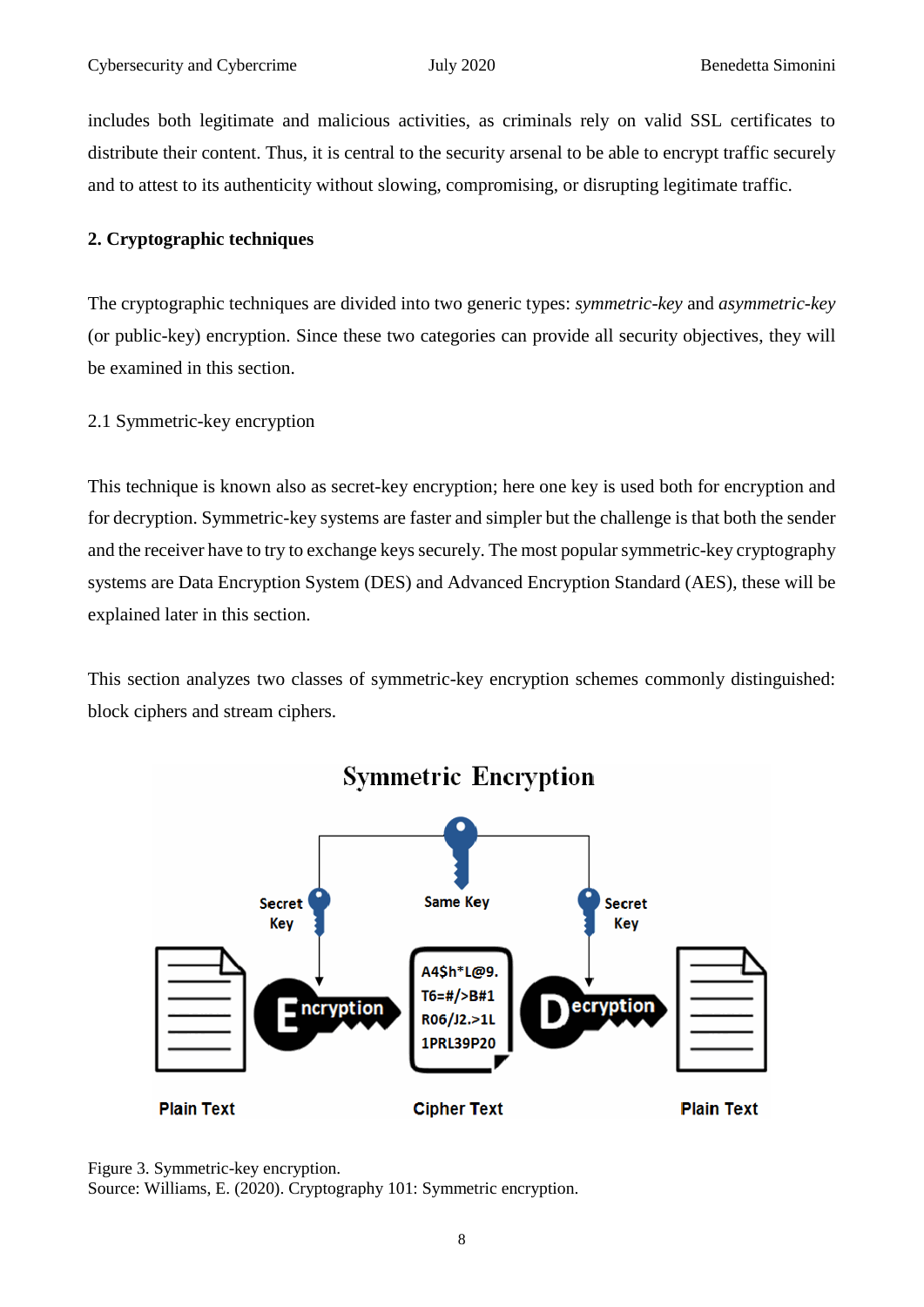includes both legitimate and malicious activities, as criminals rely on valid SSL certificates to distribute their content. Thus, it is central to the security arsenal to be able to encrypt traffic securely and to attest to its authenticity without slowing, compromising, or disrupting legitimate traffic.

## 2. Cryptographic techniques

The cryptographic techniques are divided into two generic types: *symmetric-key* and *asymmetric-key* (or public-key) encryption. Since these two categories can provide all security objectives, they will be examined in this section.

### 2.1 Symmetric-key encryption

This technique is known also as secret-key encryption; here one key is used both for encryption and for decryption. Symmetric-key systems are faster and simpler but the challenge is that both the sender and the receiver have to try to exchange keys securely. The most popular symmetric-key cryptography systems are Data Encryption System (DES) and Advanced Encryption Standard (AES), these will be explained later in this section.

This section analyzes two classes of symmetric-key encryption schemes commonly distinguished: block ciphers and stream ciphers.

Figure 3. Symmetric-key encryption.
Source: Williams, E. (2020). Cryptography 101: Symmetric encryption.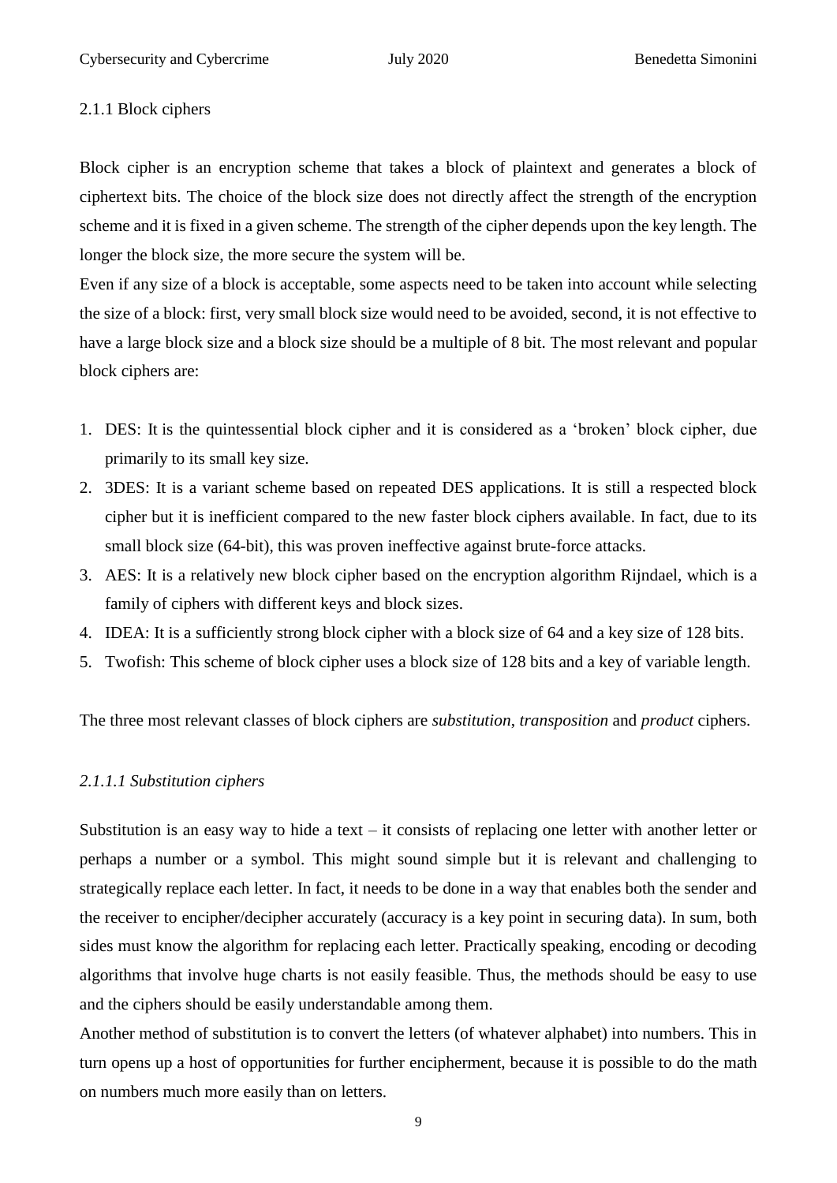### 2.1.1 Block ciphers

Block cipher is an encryption scheme that takes a block of plaintext and generates a block of ciphertext bits. The choice of the block size does not directly affect the strength of the encryption scheme and it is fixed in a given scheme. The strength of the cipher depends upon the key length. The longer the block size, the more secure the system will be.

Even if any size of a block is acceptable, some aspects need to be taken into account while selecting the size of a block: first, very small block size would need to be avoided, second, it is not effective to have a large block size and a block size should be a multiple of 8 bit. The most relevant and popular block ciphers are:

1. DES: It is the quintessential block cipher and it is considered as a 'broken' block cipher, due primarily to its small key size.
2. 3DES: It is a variant scheme based on repeated DES applications. It is still a respected block cipher but it is inefficient compared to the new faster block ciphers available. In fact, due to its small block size (64-bit), this was proven ineffective against brute-force attacks.
3. AES: It is a relatively new block cipher based on the encryption algorithm Rijndael, which is a family of ciphers with different keys and block sizes.
4. IDEA: It is a sufficiently strong block cipher with a block size of 64 and a key size of 128 bits.
5. Twofish: This scheme of block cipher uses a block size of 128 bits and a key of variable length.

The three most relevant classes of block ciphers are *substitution*, *transposition* and *product* ciphers.

#### *2.1.1.1 Substitution ciphers*

Substitution is an easy way to hide a text – it consists of replacing one letter with another letter or perhaps a number or a symbol. This might sound simple but it is relevant and challenging to strategically replace each letter. In fact, it needs to be done in a way that enables both the sender and the receiver to encipher/decipher accurately (accuracy is a key point in securing data). In sum, both sides must know the algorithm for replacing each letter. Practically speaking, encoding or decoding algorithms that involve huge charts is not easily feasible. Thus, the methods should be easy to use and the ciphers should be easily understandable among them.

Another method of substitution is to convert the letters (of whatever alphabet) into numbers. This in turn opens up a host of opportunities for further encipherment, because it is possible to do the math on numbers much more easily than on letters.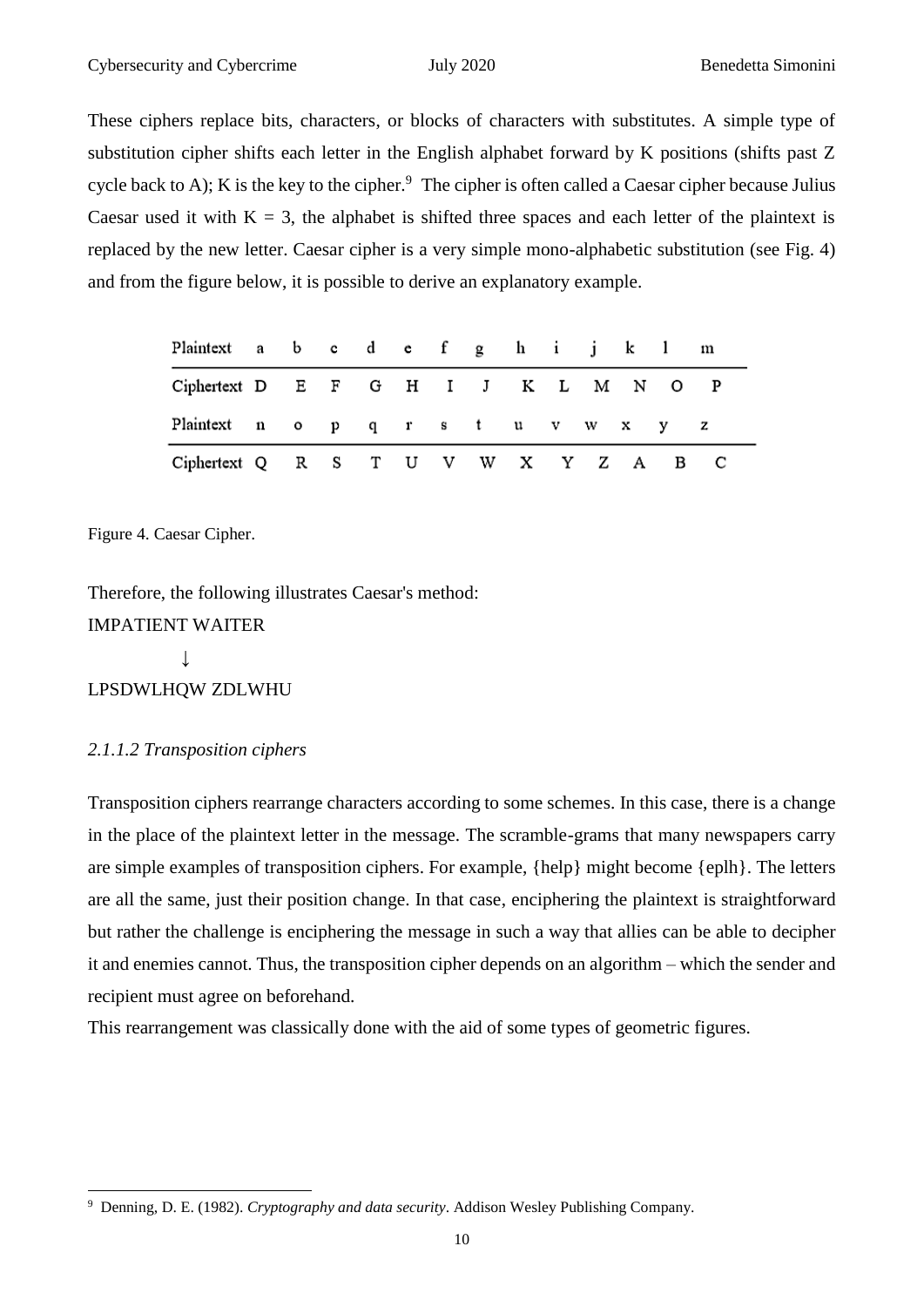These ciphers replace bits, characters, or blocks of characters with substitutes. A simple type of substitution cipher shifts each letter in the English alphabet forward by K positions (shifts past Z cycle back to A); K is the key to the cipher.[9] The cipher is often called a Caesar cipher because Julius Caesar used it with K = 3, the alphabet is shifted three spaces and each letter of the plaintext is replaced by the new letter. Caesar cipher is a very simple mono-alphabetic substitution (see Fig. 4) and from the figure below, it is possible to derive an explanatory example.

| Plaintext | a | b | c | d | e | f | g | h | i | j | k | l | m |
|---|---|---|---|---|---|---|---|---|---|---|---|---|---|
| Ciphertext | D | E | F | G | H | I | J | K | L | M | N | O | P |
| Plaintext | n | o | p | q | r | s | t | u | v | w | x | y | z |
| Ciphertext | Q | R | S | T | U | V | W | X | Y | Z | A | B | C |

Figure 4. Caesar Cipher.

Therefore, the following illustrates Caesar's method:

IMPATIENT WAITER

↓

LPSDWLHQW ZDLWHU

### *2.1.1.2 Transposition ciphers*

Transposition ciphers rearrange characters according to some schemes. In this case, there is a change in the place of the plaintext letter in the message. The scramble-grams that many newspapers carry are simple examples of transposition ciphers. For example, {help} might become {eplh}. The letters are all the same, just their position change. In that case, enciphering the plaintext is straightforward but rather the challenge is enciphering the message in such a way that allies can be able to decipher it and enemies cannot. Thus, the transposition cipher depends on an algorithm – which the sender and recipient must agree on beforehand.

This rearrangement was classically done with the aid of some types of geometric figures.

[9] Denning, D. E. (1982). *Cryptography and data security*. Addison Wesley Publishing Company.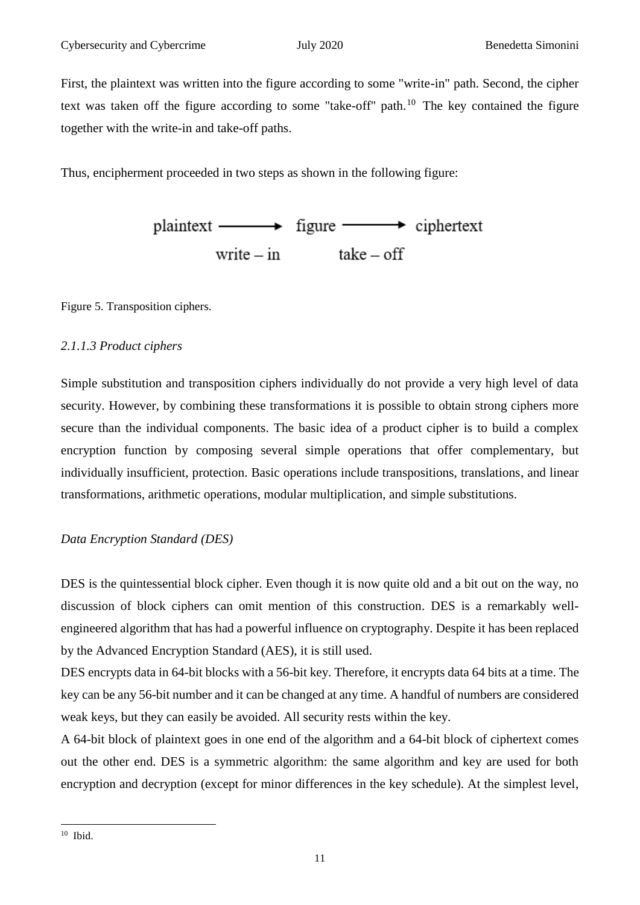First, the plaintext was written into the figure according to some "write-in" path. Second, the cipher text was taken off the figure according to some "take-off" path.[10] The key contained the figure together with the write-in and take-off paths.

Thus, encipherment proceeded in two steps as shown in the following figure:

$$\text{plaintext} \xrightarrow[\text{write-in}]{} \text{figure} \xrightarrow[\text{take-off}]{} \text{ciphertext}$$

Figure 5. Transposition ciphers.

### *2.1.1.3 Product ciphers*

Simple substitution and transposition ciphers individually do not provide a very high level of data security. However, by combining these transformations it is possible to obtain strong ciphers more secure than the individual components. The basic idea of a product cipher is to build a complex encryption function by composing several simple operations that offer complementary, but individually insufficient, protection. Basic operations include transpositions, translations, and linear transformations, arithmetic operations, modular multiplication, and simple substitutions.

*Data Encryption Standard (DES)*

DES is the quintessential block cipher. Even though it is now quite old and a bit out on the way, no discussion of block ciphers can omit mention of this construction. DES is a remarkably well-engineered algorithm that has had a powerful influence on cryptography. Despite it has been replaced by the Advanced Encryption Standard (AES), it is still used.

DES encrypts data in 64-bit blocks with a 56-bit key. Therefore, it encrypts data 64 bits at a time. The key can be any 56-bit number and it can be changed at any time. A handful of numbers are considered weak keys, but they can easily be avoided. All security rests within the key.

A 64-bit block of plaintext goes in one end of the algorithm and a 64-bit block of ciphertext comes out the other end. DES is a symmetric algorithm: the same algorithm and key are used for both encryption and decryption (except for minor differences in the key schedule). At the simplest level,

[10] Ibid.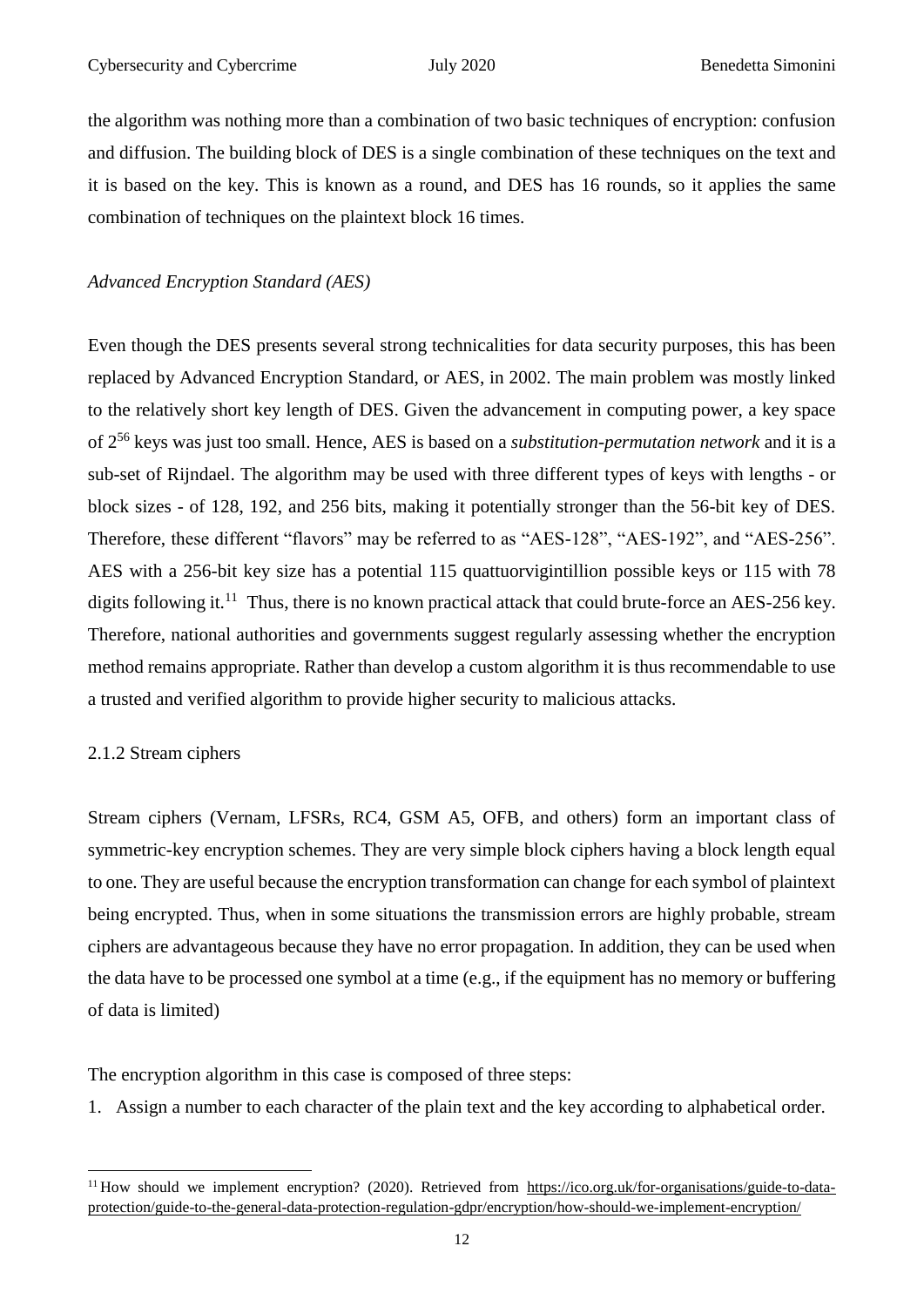the algorithm was nothing more than a combination of two basic techniques of encryption: confusion and diffusion. The building block of DES is a single combination of these techniques on the text and it is based on the key. This is known as a round, and DES has 16 rounds, so it applies the same combination of techniques on the plaintext block 16 times.

*Advanced Encryption Standard (AES)*

Even though the DES presents several strong technicalities for data security purposes, this has been replaced by Advanced Encryption Standard, or AES, in 2002. The main problem was mostly linked to the relatively short key length of DES. Given the advancement in computing power, a key space of $2^{56}$ keys was just too small. Hence, AES is based on a *substitution-permutation network* and it is a sub-set of Rijndael. The algorithm may be used with three different types of keys with lengths - or block sizes - of 128, 192, and 256 bits, making it potentially stronger than the 56-bit key of DES. Therefore, these different "flavors" may be referred to as "AES-128", "AES-192", and "AES-256". AES with a 256-bit key size has a potential 115 quattuorvigintillion possible keys or 115 with 78 digits following it.[11] Thus, there is no known practical attack that could brute-force an AES-256 key. Therefore, national authorities and governments suggest regularly assessing whether the encryption method remains appropriate. Rather than develop a custom algorithm it is thus recommendable to use a trusted and verified algorithm to provide higher security to malicious attacks.

### 2.1.2 Stream ciphers

Stream ciphers (Vernam, LFSRs, RC4, GSM A5, OFB, and others) form an important class of symmetric-key encryption schemes. They are very simple block ciphers having a block length equal to one. They are useful because the encryption transformation can change for each symbol of plaintext being encrypted. Thus, when in some situations the transmission errors are highly probable, stream ciphers are advantageous because they have no error propagation. In addition, they can be used when the data have to be processed one symbol at a time (e.g., if the equipment has no memory or buffering of data is limited)

The encryption algorithm in this case is composed of three steps:

1. Assign a number to each character of the plain text and the key according to alphabetical order.

[11] How should we implement encryption? (2020). Retrieved from https://ico.org.uk/for-organisations/guide-to-data-protection/guide-to-the-general-data-protection-regulation-gdpr/encryption/how-should-we-implement-encryption/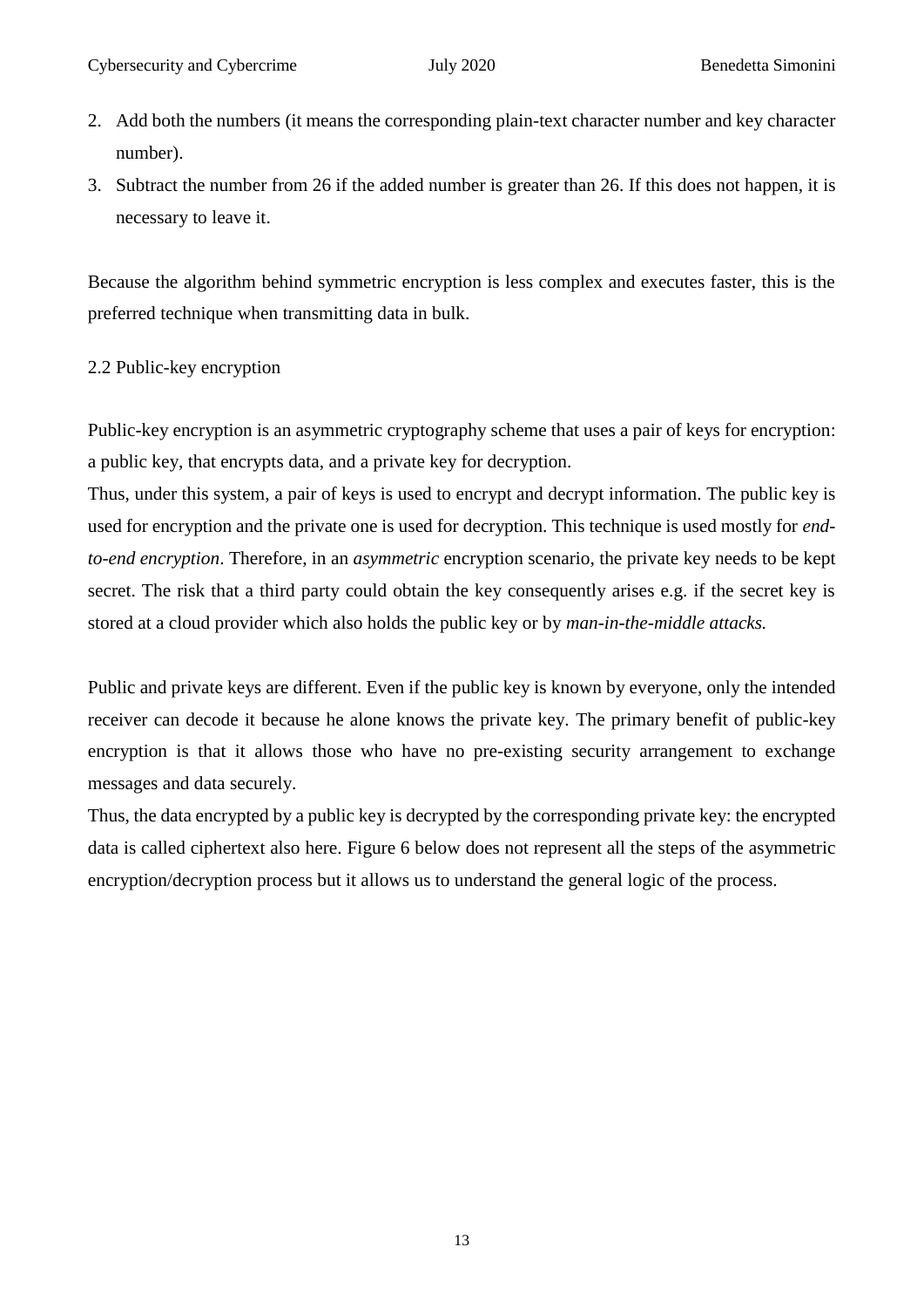2. Add both the numbers (it means the corresponding plain-text character number and key character number).
3. Subtract the number from 26 if the added number is greater than 26. If this does not happen, it is necessary to leave it.

Because the algorithm behind symmetric encryption is less complex and executes faster, this is the preferred technique when transmitting data in bulk.

## 2.2 Public-key encryption

Public-key encryption is an asymmetric cryptography scheme that uses a pair of keys for encryption: a public key, that encrypts data, and a private key for decryption.
Thus, under this system, a pair of keys is used to encrypt and decrypt information. The public key is used for encryption and the private one is used for decryption. This technique is used mostly for *end-to-end encryption*. Therefore, in an *asymmetric* encryption scenario, the private key needs to be kept secret. The risk that a third party could obtain the key consequently arises e.g. if the secret key is stored at a cloud provider which also holds the public key or by *man-in-the-middle attacks.*

Public and private keys are different. Even if the public key is known by everyone, only the intended receiver can decode it because he alone knows the private key. The primary benefit of public-key encryption is that it allows those who have no pre-existing security arrangement to exchange messages and data securely.
Thus, the data encrypted by a public key is decrypted by the corresponding private key: the encrypted data is called ciphertext also here. Figure 6 below does not represent all the steps of the asymmetric encryption/decryption process but it allows us to understand the general logic of the process.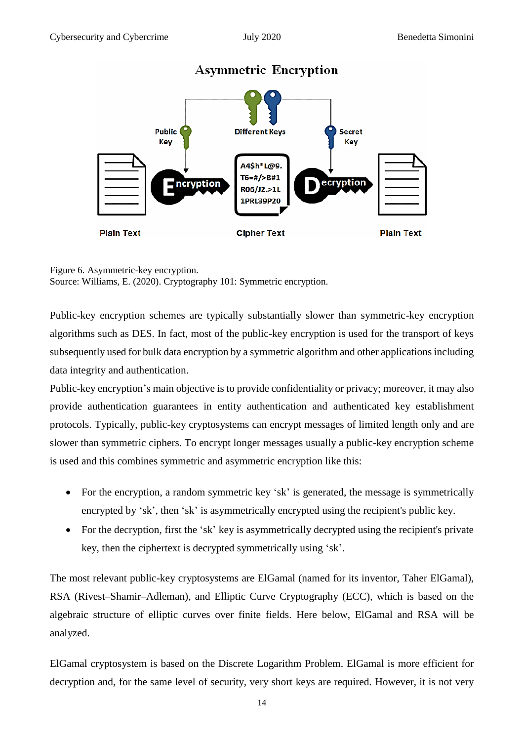Figure 6. Asymmetric-key encryption.
Source: Williams, E. (2020). Cryptography 101: Symmetric encryption.

Public-key encryption schemes are typically substantially slower than symmetric-key encryption algorithms such as DES. In fact, most of the public-key encryption is used for the transport of keys subsequently used for bulk data encryption by a symmetric algorithm and other applications including data integrity and authentication.

Public-key encryption's main objective is to provide confidentiality or privacy; moreover, it may also provide authentication guarantees in entity authentication and authenticated key establishment protocols. Typically, public-key cryptosystems can encrypt messages of limited length only and are slower than symmetric ciphers. To encrypt longer messages usually a public-key encryption scheme is used and this combines symmetric and asymmetric encryption like this:

- For the encryption, a random symmetric key 'sk' is generated, the message is symmetrically encrypted by 'sk', then 'sk' is asymmetrically encrypted using the recipient's public key.
- For the decryption, first the 'sk' key is asymmetrically decrypted using the recipient's private key, then the ciphertext is decrypted symmetrically using 'sk'.

The most relevant public-key cryptosystems are ElGamal (named for its inventor, Taher ElGamal), RSA (Rivest–Shamir–Adleman), and Elliptic Curve Cryptography (ECC), which is based on the algebraic structure of elliptic curves over finite fields. Here below, ElGamal and RSA will be analyzed.

ElGamal cryptosystem is based on the Discrete Logarithm Problem. ElGamal is more efficient for decryption and, for the same level of security, very short keys are required. However, it is not very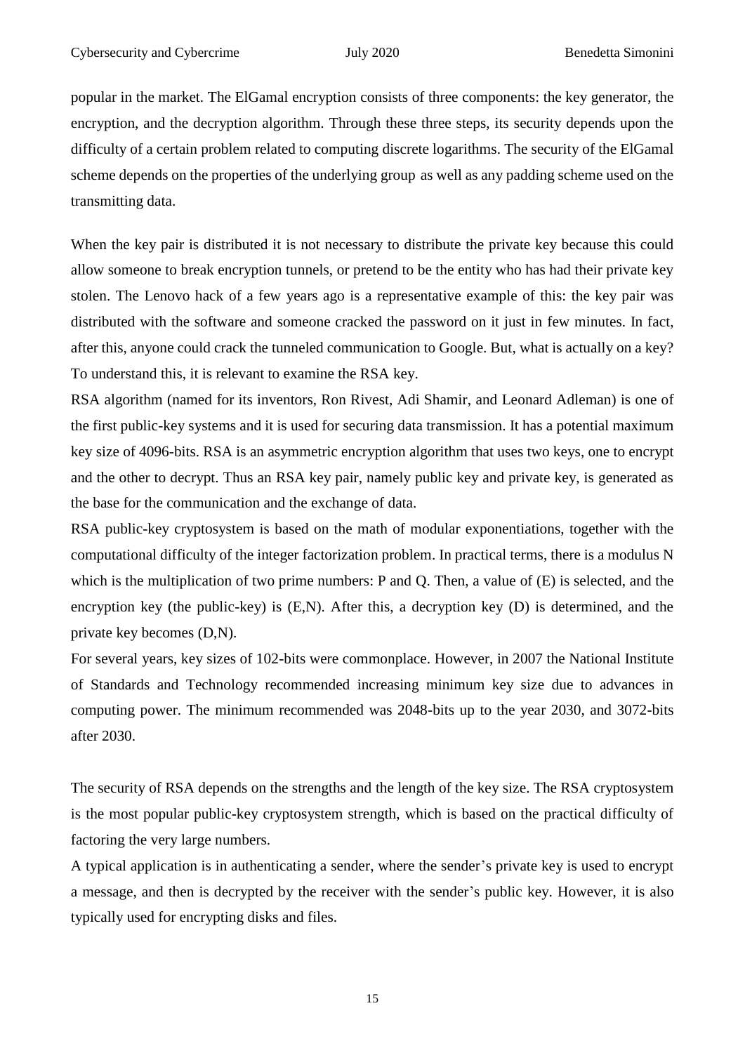popular in the market. The ElGamal encryption consists of three components: the key generator, the encryption, and the decryption algorithm. Through these three steps, its security depends upon the difficulty of a certain problem related to computing discrete logarithms. The security of the ElGamal scheme depends on the properties of the underlying group as well as any padding scheme used on the transmitting data.

When the key pair is distributed it is not necessary to distribute the private key because this could allow someone to break encryption tunnels, or pretend to be the entity who has had their private key stolen. The Lenovo hack of a few years ago is a representative example of this: the key pair was distributed with the software and someone cracked the password on it just in few minutes. In fact, after this, anyone could crack the tunneled communication to Google. But, what is actually on a key? To understand this, it is relevant to examine the RSA key.

RSA algorithm (named for its inventors, Ron Rivest, Adi Shamir, and Leonard Adleman) is one of the first public-key systems and it is used for securing data transmission. It has a potential maximum key size of 4096-bits. RSA is an asymmetric encryption algorithm that uses two keys, one to encrypt and the other to decrypt. Thus an RSA key pair, namely public key and private key, is generated as the base for the communication and the exchange of data.

RSA public-key cryptosystem is based on the math of modular exponentiations, together with the computational difficulty of the integer factorization problem. In practical terms, there is a modulus N which is the multiplication of two prime numbers: P and Q. Then, a value of (E) is selected, and the encryption key (the public-key) is (E,N). After this, a decryption key (D) is determined, and the private key becomes (D,N).

For several years, key sizes of 102-bits were commonplace. However, in 2007 the National Institute of Standards and Technology recommended increasing minimum key size due to advances in computing power. The minimum recommended was 2048-bits up to the year 2030, and 3072-bits after 2030.

The security of RSA depends on the strengths and the length of the key size. The RSA cryptosystem is the most popular public-key cryptosystem strength, which is based on the practical difficulty of factoring the very large numbers.

A typical application is in authenticating a sender, where the sender's private key is used to encrypt a message, and then is decrypted by the receiver with the sender's public key. However, it is also typically used for encrypting disks and files.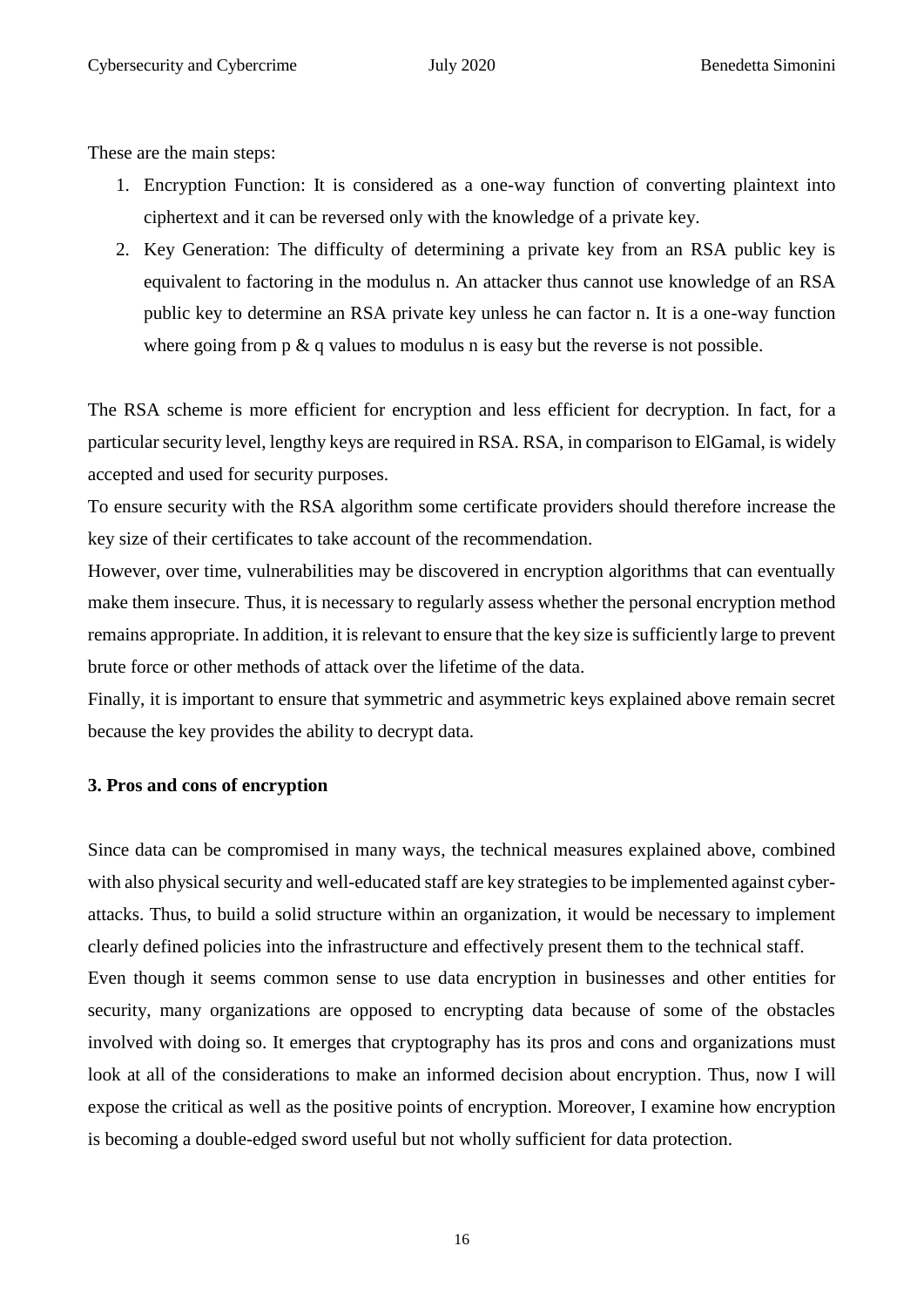These are the main steps:

1. Encryption Function: It is considered as a one-way function of converting plaintext into ciphertext and it can be reversed only with the knowledge of a private key.
2. Key Generation: The difficulty of determining a private key from an RSA public key is equivalent to factoring in the modulus n. An attacker thus cannot use knowledge of an RSA public key to determine an RSA private key unless he can factor n. It is a one-way function where going from p & q values to modulus n is easy but the reverse is not possible.

The RSA scheme is more efficient for encryption and less efficient for decryption. In fact, for a particular security level, lengthy keys are required in RSA. RSA, in comparison to ElGamal, is widely accepted and used for security purposes.

To ensure security with the RSA algorithm some certificate providers should therefore increase the key size of their certificates to take account of the recommendation.

However, over time, vulnerabilities may be discovered in encryption algorithms that can eventually make them insecure. Thus, it is necessary to regularly assess whether the personal encryption method remains appropriate. In addition, it is relevant to ensure that the key size is sufficiently large to prevent brute force or other methods of attack over the lifetime of the data.

Finally, it is important to ensure that symmetric and asymmetric keys explained above remain secret because the key provides the ability to decrypt data.

### 3. Pros and cons of encryption

Since data can be compromised in many ways, the technical measures explained above, combined with also physical security and well-educated staff are key strategies to be implemented against cyber-attacks. Thus, to build a solid structure within an organization, it would be necessary to implement clearly defined policies into the infrastructure and effectively present them to the technical staff.

Even though it seems common sense to use data encryption in businesses and other entities for security, many organizations are opposed to encrypting data because of some of the obstacles involved with doing so. It emerges that cryptography has its pros and cons and organizations must look at all of the considerations to make an informed decision about encryption. Thus, now I will expose the critical as well as the positive points of encryption. Moreover, I examine how encryption is becoming a double-edged sword useful but not wholly sufficient for data protection.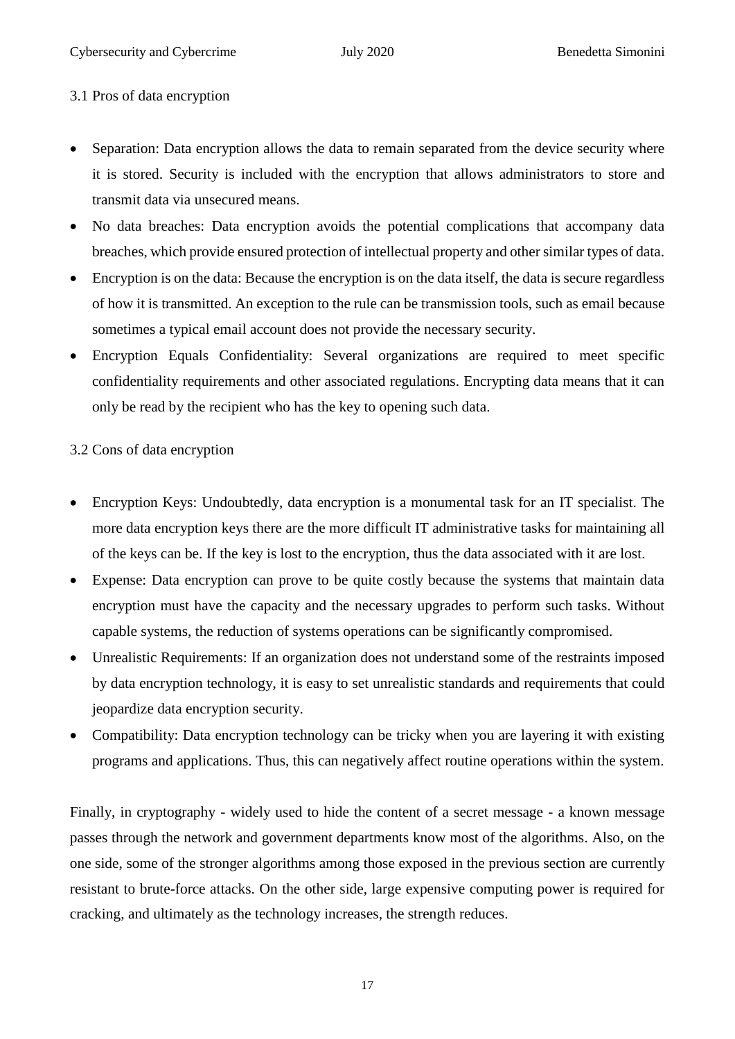### 3.1 Pros of data encryption

- Separation: Data encryption allows the data to remain separated from the device security where it is stored. Security is included with the encryption that allows administrators to store and transmit data via unsecured means.
- No data breaches: Data encryption avoids the potential complications that accompany data breaches, which provide ensured protection of intellectual property and other similar types of data.
- Encryption is on the data: Because the encryption is on the data itself, the data is secure regardless of how it is transmitted. An exception to the rule can be transmission tools, such as email because sometimes a typical email account does not provide the necessary security.
- Encryption Equals Confidentiality: Several organizations are required to meet specific confidentiality requirements and other associated regulations. Encrypting data means that it can only be read by the recipient who has the key to opening such data.

### 3.2 Cons of data encryption

- Encryption Keys: Undoubtedly, data encryption is a monumental task for an IT specialist. The more data encryption keys there are the more difficult IT administrative tasks for maintaining all of the keys can be. If the key is lost to the encryption, thus the data associated with it are lost.
- Expense: Data encryption can prove to be quite costly because the systems that maintain data encryption must have the capacity and the necessary upgrades to perform such tasks. Without capable systems, the reduction of systems operations can be significantly compromised.
- Unrealistic Requirements: If an organization does not understand some of the restraints imposed by data encryption technology, it is easy to set unrealistic standards and requirements that could jeopardize data encryption security.
- Compatibility: Data encryption technology can be tricky when you are layering it with existing programs and applications. Thus, this can negatively affect routine operations within the system.

Finally, in cryptography - widely used to hide the content of a secret message - a known message passes through the network and government departments know most of the algorithms. Also, on the one side, some of the stronger algorithms among those exposed in the previous section are currently resistant to brute-force attacks. On the other side, large expensive computing power is required for cracking, and ultimately as the technology increases, the strength reduces.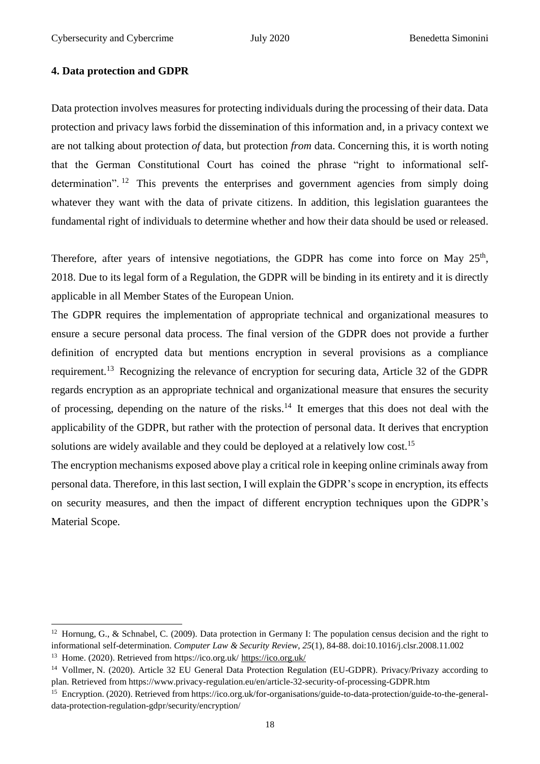## 4. Data protection and GDPR

Data protection involves measures for protecting individuals during the processing of their data. Data protection and privacy laws forbid the dissemination of this information and, in a privacy context we are not talking about protection *of* data, but protection *from* data. Concerning this, it is worth noting that the German Constitutional Court has coined the phrase "right to informational self-determination".[12] This prevents the enterprises and government agencies from simply doing whatever they want with the data of private citizens. In addition, this legislation guarantees the fundamental right of individuals to determine whether and how their data should be used or released.

Therefore, after years of intensive negotiations, the GDPR has come into force on May 25th, 2018. Due to its legal form of a Regulation, the GDPR will be binding in its entirety and it is directly applicable in all Member States of the European Union.

The GDPR requires the implementation of appropriate technical and organizational measures to ensure a secure personal data process. The final version of the GDPR does not provide a further definition of encrypted data but mentions encryption in several provisions as a compliance requirement.[13] Recognizing the relevance of encryption for securing data, Article 32 of the GDPR regards encryption as an appropriate technical and organizational measure that ensures the security of processing, depending on the nature of the risks.[14] It emerges that this does not deal with the applicability of the GDPR, but rather with the protection of personal data. It derives that encryption solutions are widely available and they could be deployed at a relatively low cost.[15]

The encryption mechanisms exposed above play a critical role in keeping online criminals away from personal data. Therefore, in this last section, I will explain the GDPR's scope in encryption, its effects on security measures, and then the impact of different encryption techniques upon the GDPR's Material Scope.

---

[12] Hornung, G., & Schnabel, C. (2009). Data protection in Germany I: The population census decision and the right to informational self-determination. *Computer Law & Security Review*, *25*(1), 84-88. doi:10.1016/j.clsr.2008.11.002

[13] Home. (2020). Retrieved from https://ico.org.uk/ https://ico.org.uk/

[14] Vollmer, N. (2020). Article 32 EU General Data Protection Regulation (EU-GDPR). Privacy/Privazy according to plan. Retrieved from https://www.privacy-regulation.eu/en/article-32-security-of-processing-GDPR.htm

[15] Encryption. (2020). Retrieved from https://ico.org.uk/for-organisations/guide-to-data-protection/guide-to-the-general-data-protection-regulation-gdpr/security/encryption/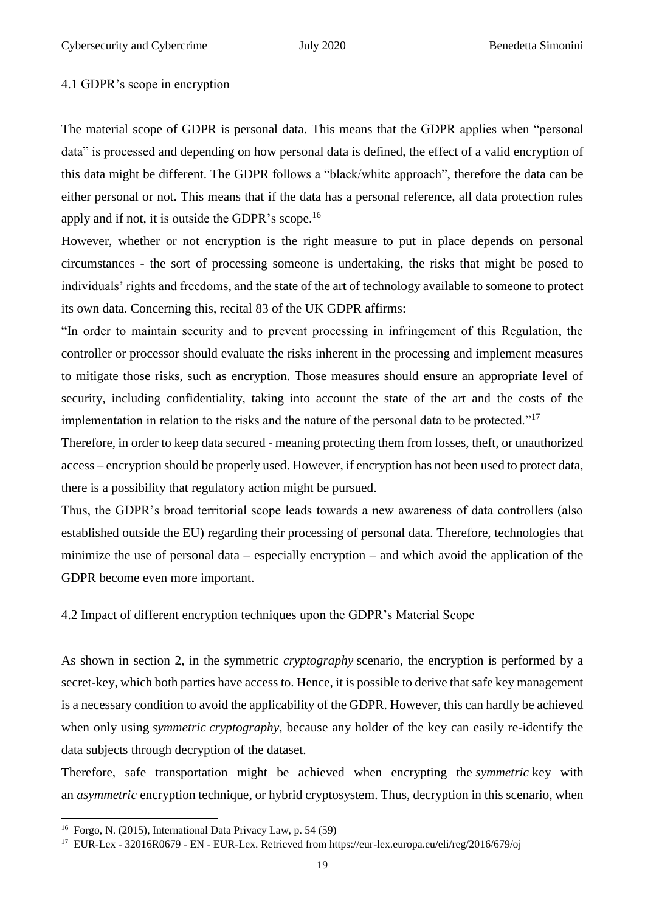## 4.1 GDPR's scope in encryption

The material scope of GDPR is personal data. This means that the GDPR applies when "personal data" is processed and depending on how personal data is defined, the effect of a valid encryption of this data might be different. The GDPR follows a "black/white approach", therefore the data can be either personal or not. This means that if the data has a personal reference, all data protection rules apply and if not, it is outside the GDPR's scope.[16]

However, whether or not encryption is the right measure to put in place depends on personal circumstances - the sort of processing someone is undertaking, the risks that might be posed to individuals' rights and freedoms, and the state of the art of technology available to someone to protect its own data. Concerning this, recital 83 of the UK GDPR affirms:

"In order to maintain security and to prevent processing in infringement of this Regulation, the controller or processor should evaluate the risks inherent in the processing and implement measures to mitigate those risks, such as encryption. Those measures should ensure an appropriate level of security, including confidentiality, taking into account the state of the art and the costs of the implementation in relation to the risks and the nature of the personal data to be protected."[17]

Therefore, in order to keep data secured - meaning protecting them from losses, theft, or unauthorized access – encryption should be properly used. However, if encryption has not been used to protect data, there is a possibility that regulatory action might be pursued.

Thus, the GDPR's broad territorial scope leads towards a new awareness of data controllers (also established outside the EU) regarding their processing of personal data. Therefore, technologies that minimize the use of personal data – especially encryption – and which avoid the application of the GDPR become even more important.

## 4.2 Impact of different encryption techniques upon the GDPR's Material Scope

As shown in section 2, in the symmetric *cryptography* scenario, the encryption is performed by a secret-key, which both parties have access to. Hence, it is possible to derive that safe key management is a necessary condition to avoid the applicability of the GDPR. However, this can hardly be achieved when only using *symmetric cryptography*, because any holder of the key can easily re-identify the data subjects through decryption of the dataset.

Therefore, safe transportation might be achieved when encrypting the *symmetric* key with an *asymmetric* encryption technique, or hybrid cryptosystem. Thus, decryption in this scenario, when

[16] Forgo, N. (2015), International Data Privacy Law, p. 54 (59)

[17] EUR-Lex - 32016R0679 - EN - EUR-Lex. Retrieved from https://eur-lex.europa.eu/eli/reg/2016/679/oj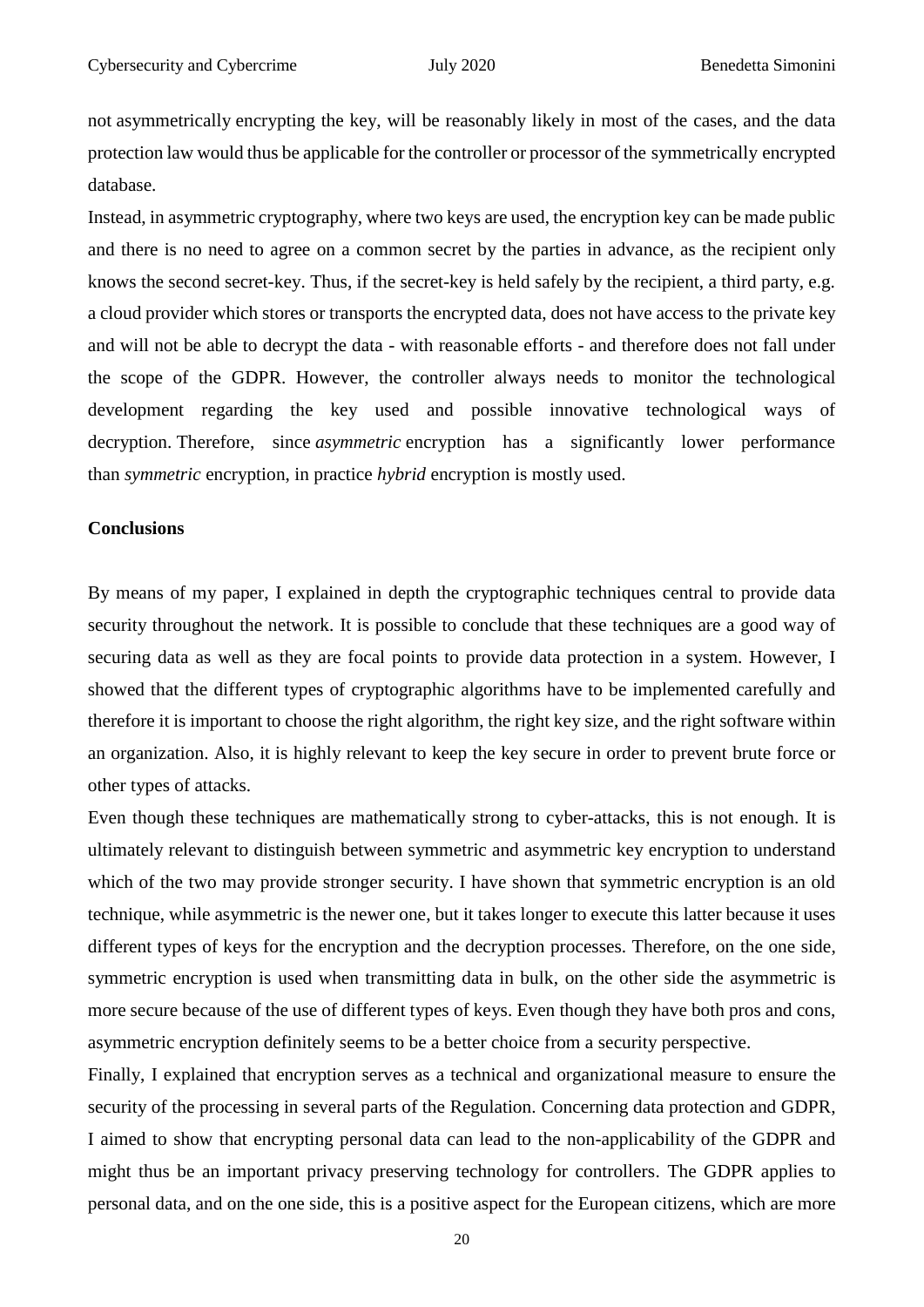not asymmetrically encrypting the key, will be reasonably likely in most of the cases, and the data protection law would thus be applicable for the controller or processor of the symmetrically encrypted database.

Instead, in asymmetric cryptography, where two keys are used, the encryption key can be made public and there is no need to agree on a common secret by the parties in advance, as the recipient only knows the second secret-key. Thus, if the secret-key is held safely by the recipient, a third party, e.g. a cloud provider which stores or transports the encrypted data, does not have access to the private key and will not be able to decrypt the data - with reasonable efforts - and therefore does not fall under the scope of the GDPR. However, the controller always needs to monitor the technological development regarding the key used and possible innovative technological ways of decryption. Therefore, since *asymmetric* encryption has a significantly lower performance than *symmetric* encryption, in practice *hybrid* encryption is mostly used.

**Conclusions**

By means of my paper, I explained in depth the cryptographic techniques central to provide data security throughout the network. It is possible to conclude that these techniques are a good way of securing data as well as they are focal points to provide data protection in a system. However, I showed that the different types of cryptographic algorithms have to be implemented carefully and therefore it is important to choose the right algorithm, the right key size, and the right software within an organization. Also, it is highly relevant to keep the key secure in order to prevent brute force or other types of attacks.

Even though these techniques are mathematically strong to cyber-attacks, this is not enough. It is ultimately relevant to distinguish between symmetric and asymmetric key encryption to understand which of the two may provide stronger security. I have shown that symmetric encryption is an old technique, while asymmetric is the newer one, but it takes longer to execute this latter because it uses different types of keys for the encryption and the decryption processes. Therefore, on the one side, symmetric encryption is used when transmitting data in bulk, on the other side the asymmetric is more secure because of the use of different types of keys. Even though they have both pros and cons, asymmetric encryption definitely seems to be a better choice from a security perspective.

Finally, I explained that encryption serves as a technical and organizational measure to ensure the security of the processing in several parts of the Regulation. Concerning data protection and GDPR, I aimed to show that encrypting personal data can lead to the non-applicability of the GDPR and might thus be an important privacy preserving technology for controllers. The GDPR applies to personal data, and on the one side, this is a positive aspect for the European citizens, which are more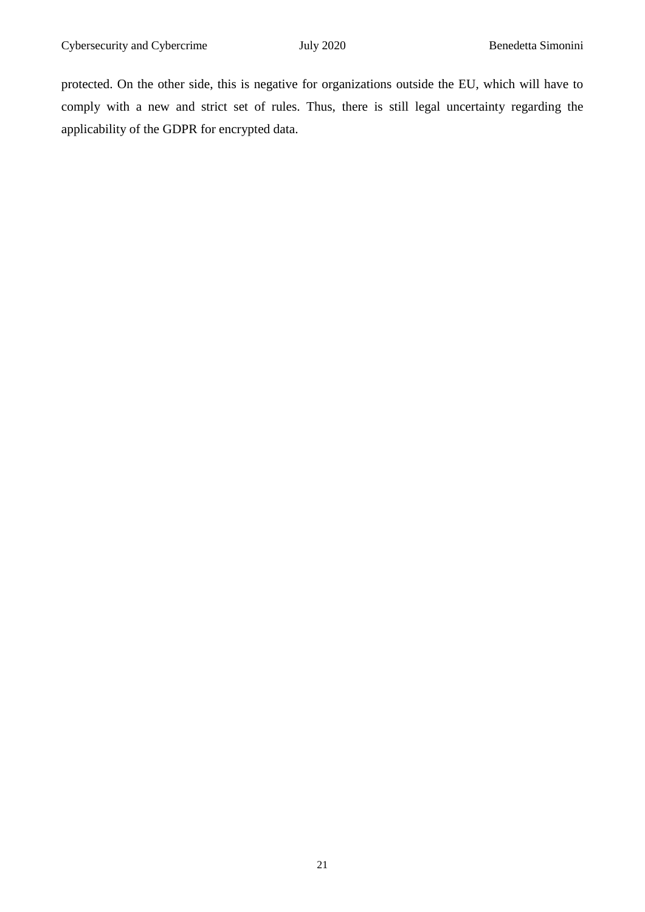protected. On the other side, this is negative for organizations outside the EU, which will have to comply with a new and strict set of rules. Thus, there is still legal uncertainty regarding the applicability of the GDPR for encrypted data.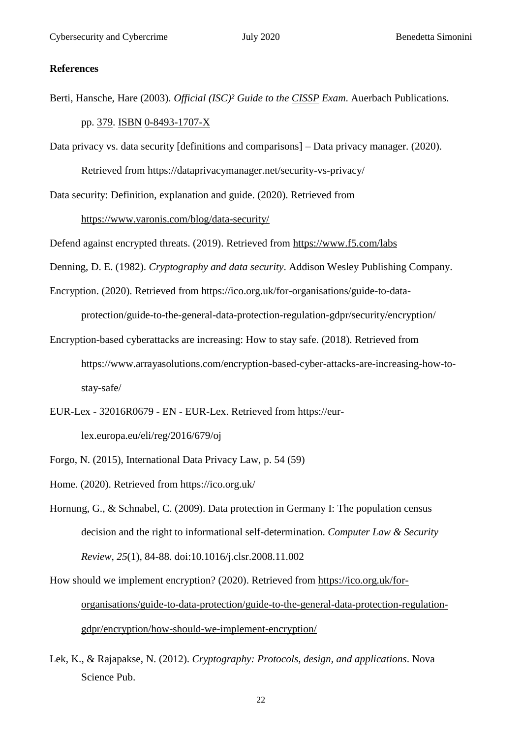**References**

Berti, Hansche, Hare (2003). *Official (ISC)² Guide to the CISSP Exam.* Auerbach Publications. pp. 379. ISBN 0-8493-1707-X

Data privacy vs. data security [definitions and comparisons] – Data privacy manager. (2020). Retrieved from https://dataprivacymanager.net/security-vs-privacy/

Data security: Definition, explanation and guide. (2020). Retrieved from https://www.varonis.com/blog/data-security/

Defend against encrypted threats. (2019). Retrieved from https://www.f5.com/labs

Denning, D. E. (1982). *Cryptography and data security*. Addison Wesley Publishing Company.

Encryption. (2020). Retrieved from https://ico.org.uk/for-organisations/guide-to-data-protection/guide-to-the-general-data-protection-regulation-gdpr/security/encryption/

Encryption-based cyberattacks are increasing: How to stay safe. (2018). Retrieved from https://www.arrayasolutions.com/encryption-based-cyber-attacks-are-increasing-how-to-stay-safe/

EUR-Lex - 32016R0679 - EN - EUR-Lex. Retrieved from https://eur-lex.europa.eu/eli/reg/2016/679/oj

Forgo, N. (2015), International Data Privacy Law, p. 54 (59)

Home. (2020). Retrieved from https://ico.org.uk/

Hornung, G., & Schnabel, C. (2009). Data protection in Germany I: The population census decision and the right to informational self-determination. *Computer Law & Security Review*, *25*(1), 84-88. doi:10.1016/j.clsr.2008.11.002

How should we implement encryption? (2020). Retrieved from https://ico.org.uk/for-organisations/guide-to-data-protection/guide-to-the-general-data-protection-regulation-gdpr/encryption/how-should-we-implement-encryption/

Lek, K., & Rajapakse, N. (2012). *Cryptography: Protocols, design, and applications*. Nova Science Pub.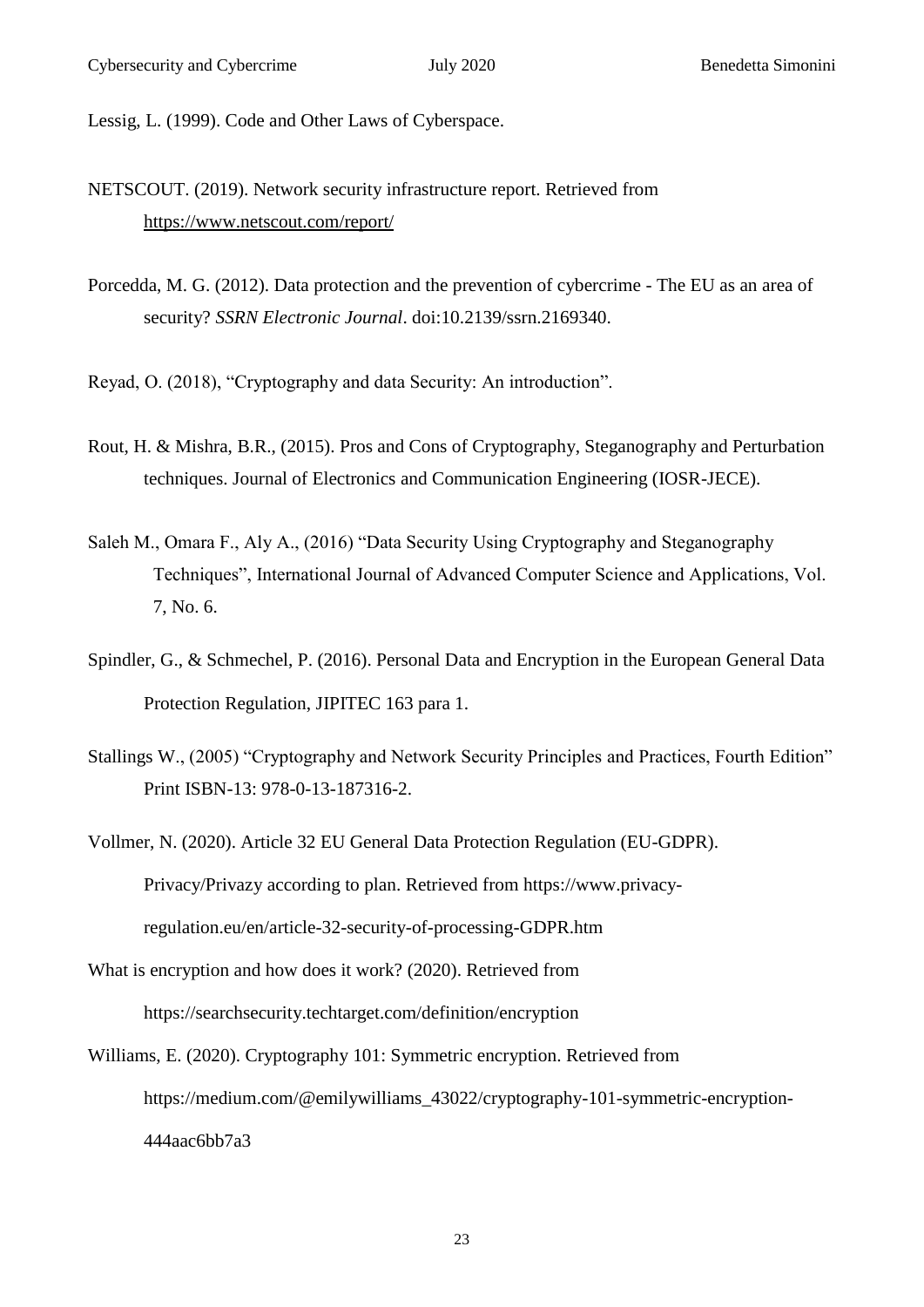Lessig, L. (1999). Code and Other Laws of Cyberspace.

NETSCOUT. (2019). Network security infrastructure report. Retrieved from https://www.netscout.com/report/

Porcedda, M. G. (2012). Data protection and the prevention of cybercrime - The EU as an area of security? *SSRN Electronic Journal*. doi:10.2139/ssrn.2169340.

Reyad, O. (2018), "Cryptography and data Security: An introduction".

Rout, H. & Mishra, B.R., (2015). Pros and Cons of Cryptography, Steganography and Perturbation techniques. Journal of Electronics and Communication Engineering (IOSR-JECE).

Saleh M., Omara F., Aly A., (2016) "Data Security Using Cryptography and Steganography Techniques", International Journal of Advanced Computer Science and Applications, Vol. 7, No. 6.

Spindler, G., & Schmechel, P. (2016). Personal Data and Encryption in the European General Data Protection Regulation, JIPITEC 163 para 1.

Stallings W., (2005) "Cryptography and Network Security Principles and Practices, Fourth Edition" Print ISBN-13: 978-0-13-187316-2.

Vollmer, N. (2020). Article 32 EU General Data Protection Regulation (EU-GDPR). Privacy/Privazy according to plan. Retrieved from https://www.privacy-regulation.eu/en/article-32-security-of-processing-GDPR.htm

What is encryption and how does it work? (2020). Retrieved from https://searchsecurity.techtarget.com/definition/encryption

Williams, E. (2020). Cryptography 101: Symmetric encryption. Retrieved from https://medium.com/@emilywilliams_43022/cryptography-101-symmetric-encryption-444aac6bb7a3